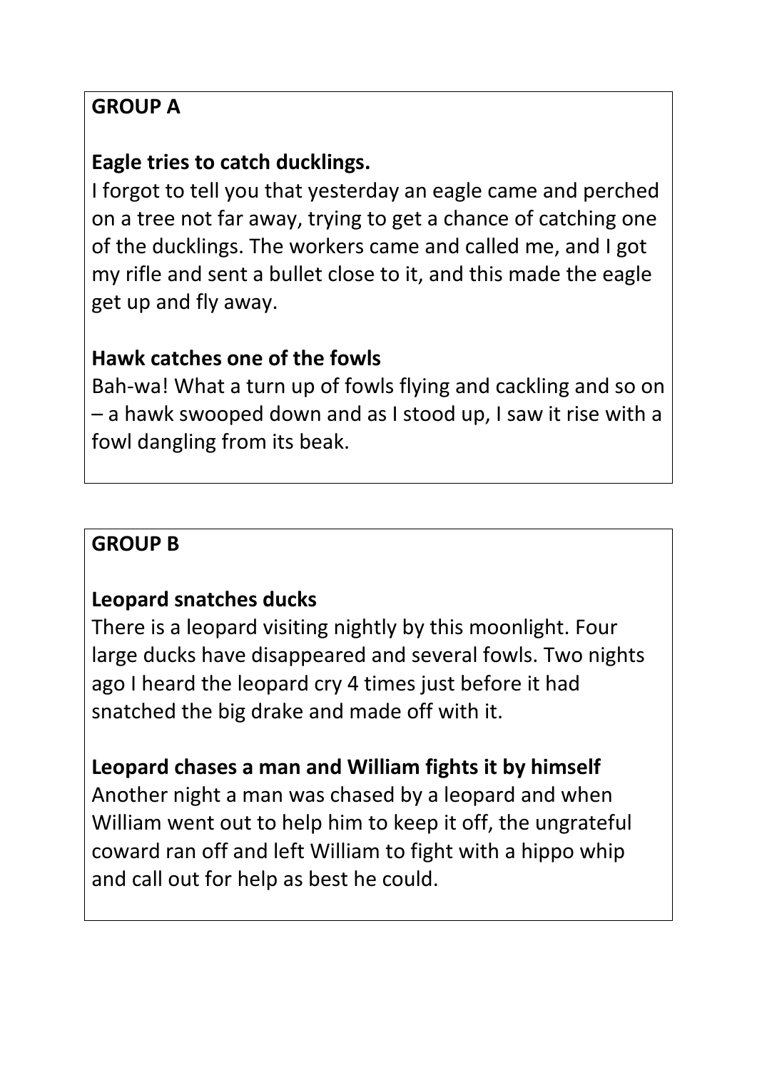## GROUP A

**Eagle tries to catch ducklings.**

I forgot to tell you that yesterday an eagle came and perched on a tree not far away, trying to get a chance of catching one of the ducklings. The workers came and called me, and I got my rifle and sent a bullet close to it, and this made the eagle get up and fly away.

**Hawk catches one of the fowls**

Bah-wa! What a turn up of fowls flying and cackling and so on – a hawk swooped down and as I stood up, I saw it rise with a fowl dangling from its beak.

## GROUP B

**Leopard snatches ducks**

There is a leopard visiting nightly by this moonlight. Four large ducks have disappeared and several fowls. Two nights ago I heard the leopard cry 4 times just before it had snatched the big drake and made off with it.

**Leopard chases a man and William fights it by himself**

Another night a man was chased by a leopard and when William went out to help him to keep it off, the ungrateful coward ran off and left William to fight with a hippo whip and call out for help as best he could.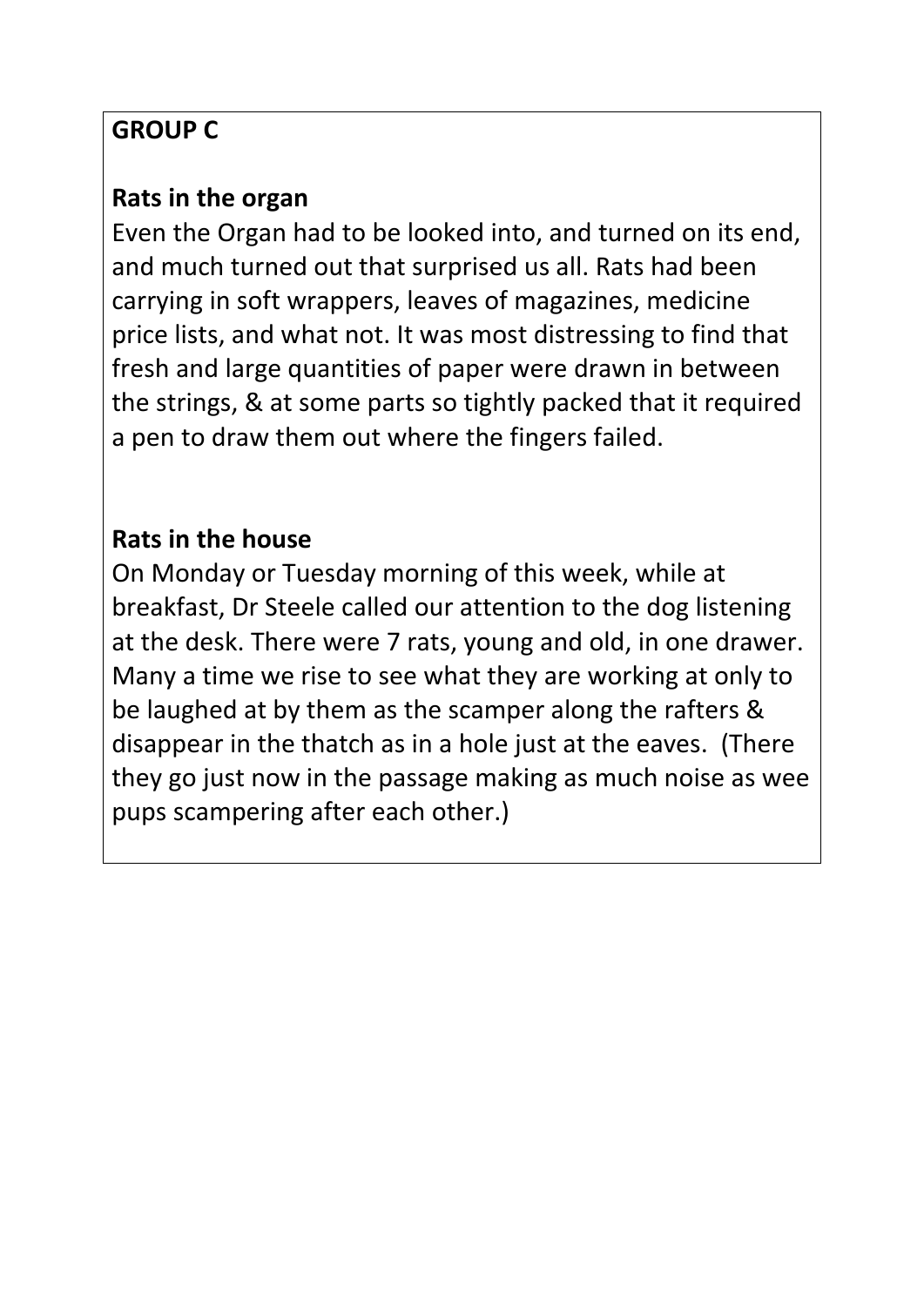**GROUP C**

**Rats in the organ**

Even the Organ had to be looked into, and turned on its end, and much turned out that surprised us all. Rats had been carrying in soft wrappers, leaves of magazines, medicine price lists, and what not. It was most distressing to find that fresh and large quantities of paper were drawn in between the strings, & at some parts so tightly packed that it required a pen to draw them out where the fingers failed.

**Rats in the house**

On Monday or Tuesday morning of this week, while at breakfast, Dr Steele called our attention to the dog listening at the desk. There were 7 rats, young and old, in one drawer. Many a time we rise to see what they are working at only to be laughed at by them as the scamper along the rafters & disappear in the thatch as in a hole just at the eaves. (There they go just now in the passage making as much noise as wee pups scampering after each other.)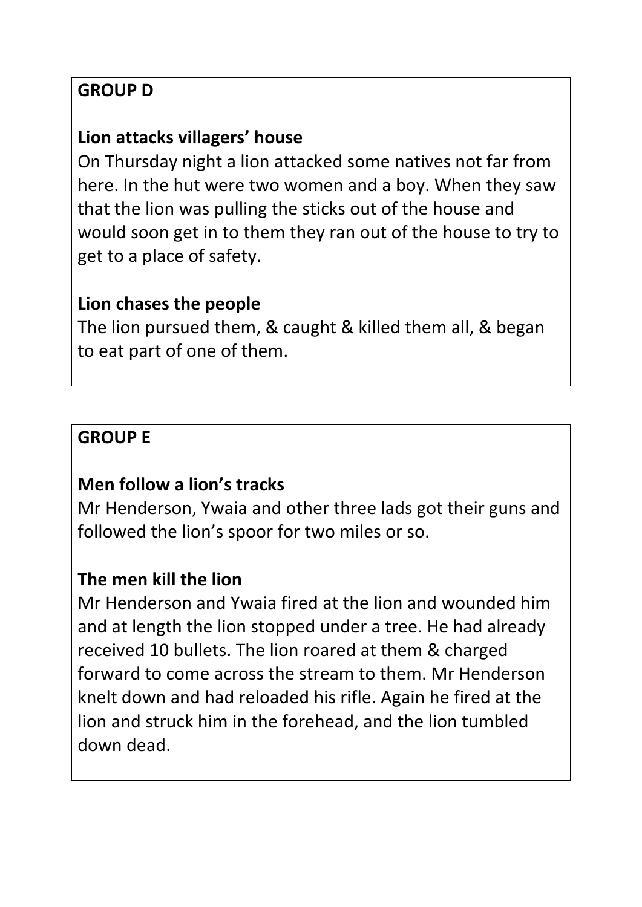## GROUP D

### Lion attacks villagers' house

On Thursday night a lion attacked some natives not far from here. In the hut were two women and a boy. When they saw that the lion was pulling the sticks out of the house and would soon get in to them they ran out of the house to try to get to a place of safety.

### Lion chases the people

The lion pursued them, & caught & killed them all, & began to eat part of one of them.

## GROUP E

### Men follow a lion's tracks

Mr Henderson, Ywaia and other three lads got their guns and followed the lion's spoor for two miles or so.

### The men kill the lion

Mr Henderson and Ywaia fired at the lion and wounded him and at length the lion stopped under a tree. He had already received 10 bullets. The lion roared at them & charged forward to come across the stream to them. Mr Henderson knelt down and had reloaded his rifle. Again he fired at the lion and struck him in the forehead, and the lion tumbled down dead.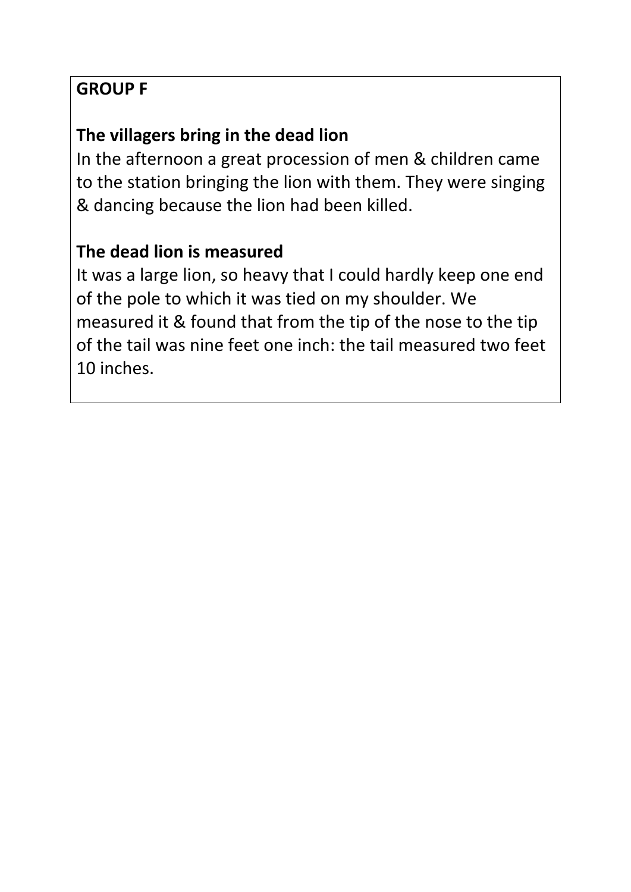**GROUP F**

**The villagers bring in the dead lion**

In the afternoon a great procession of men & children came to the station bringing the lion with them. They were singing & dancing because the lion had been killed.

**The dead lion is measured**

It was a large lion, so heavy that I could hardly keep one end of the pole to which it was tied on my shoulder. We measured it & found that from the tip of the nose to the tip of the tail was nine feet one inch: the tail measured two feet 10 inches.